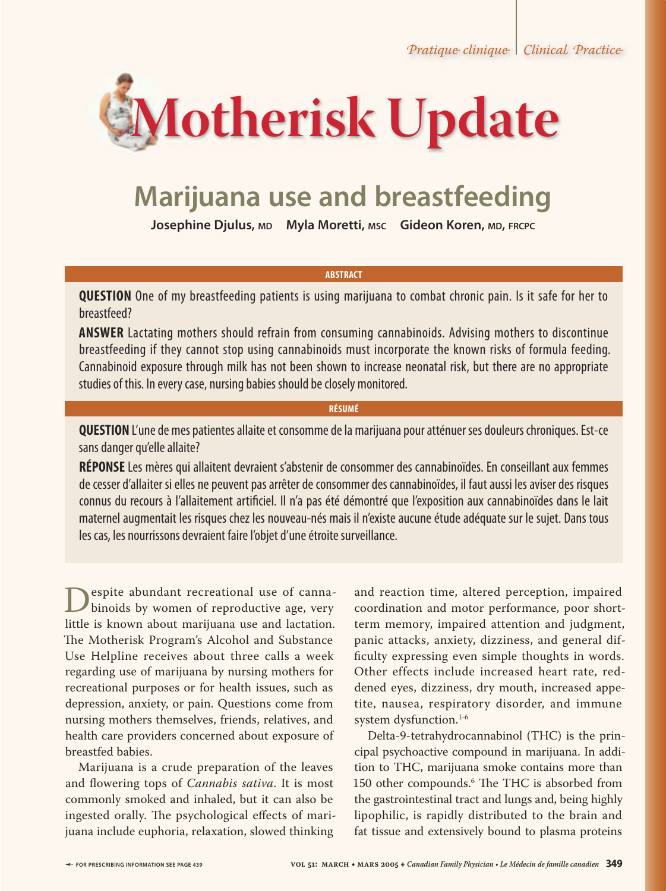Pratique clinique | Clinical Practice

# Motherisk Update

## Marijuana use and breastfeeding

**Josephine Djulus, MD    Myla Moretti, MSC    Gideon Koren, MD, FRCPC**

**ABSTRACT**

**QUESTION** One of my breastfeeding patients is using marijuana to combat chronic pain. Is it safe for her to breastfeed?

**ANSWER** Lactating mothers should refrain from consuming cannabinoids. Advising mothers to discontinue breastfeeding if they cannot stop using cannabinoids must incorporate the known risks of formula feeding. Cannabinoid exposure through milk has not been shown to increase neonatal risk, but there are no appropriate studies of this. In every case, nursing babies should be closely monitored.

**RÉSUMÉ**

**QUESTION** L'une de mes patientes allaite et consomme de la marijuana pour atténuer ses douleurs chroniques. Est-ce sans danger qu'elle allaite?

**RÉPONSE** Les mères qui allaitent devraient s'abstenir de consommer des cannabinoïdes. En conseillant aux femmes de cesser d'allaiter si elles ne peuvent pas arrêter de consommer des cannabinoïdes, il faut aussi les aviser des risques connus du recours à l'allaitement artificiel. Il n'a pas été démontré que l'exposition aux cannabinoïdes dans le lait maternel augmentait les risques chez les nouveau-nés mais il n'existe aucune étude adéquate sur le sujet. Dans tous les cas, les nourrissons devraient faire l'objet d'une étroite surveillance.

Despite abundant recreational use of cannabinoids by women of reproductive age, very little is known about marijuana use and lactation. The Motherisk Program's Alcohol and Substance Use Helpline receives about three calls a week regarding use of marijuana by nursing mothers for recreational purposes or for health issues, such as depression, anxiety, or pain. Questions come from nursing mothers themselves, friends, relatives, and health care providers concerned about exposure of breastfed babies.

Marijuana is a crude preparation of the leaves and flowering tops of *Cannabis sativa*. It is most commonly smoked and inhaled, but it can also be ingested orally. The psychological effects of marijuana include euphoria, relaxation, slowed thinking and reaction time, altered perception, impaired coordination and motor performance, poor short-term memory, impaired attention and judgment, panic attacks, anxiety, dizziness, and general difficulty expressing even simple thoughts in words. Other effects include increased heart rate, reddened eyes, dizziness, dry mouth, increased appetite, nausea, respiratory disorder, and immune system dysfunction.[1-6]

Delta-9-tetrahydrocannabinol (THC) is the principal psychoactive compound in marijuana. In addition to THC, marijuana smoke contains more than 150 other compounds.[6] The THC is absorbed from the gastrointestinal tract and lungs and, being highly lipophilic, is rapidly distributed to the brain and fat tissue and extensively bound to plasma proteins

FOR PRESCRIBING INFORMATION SEE PAGE 439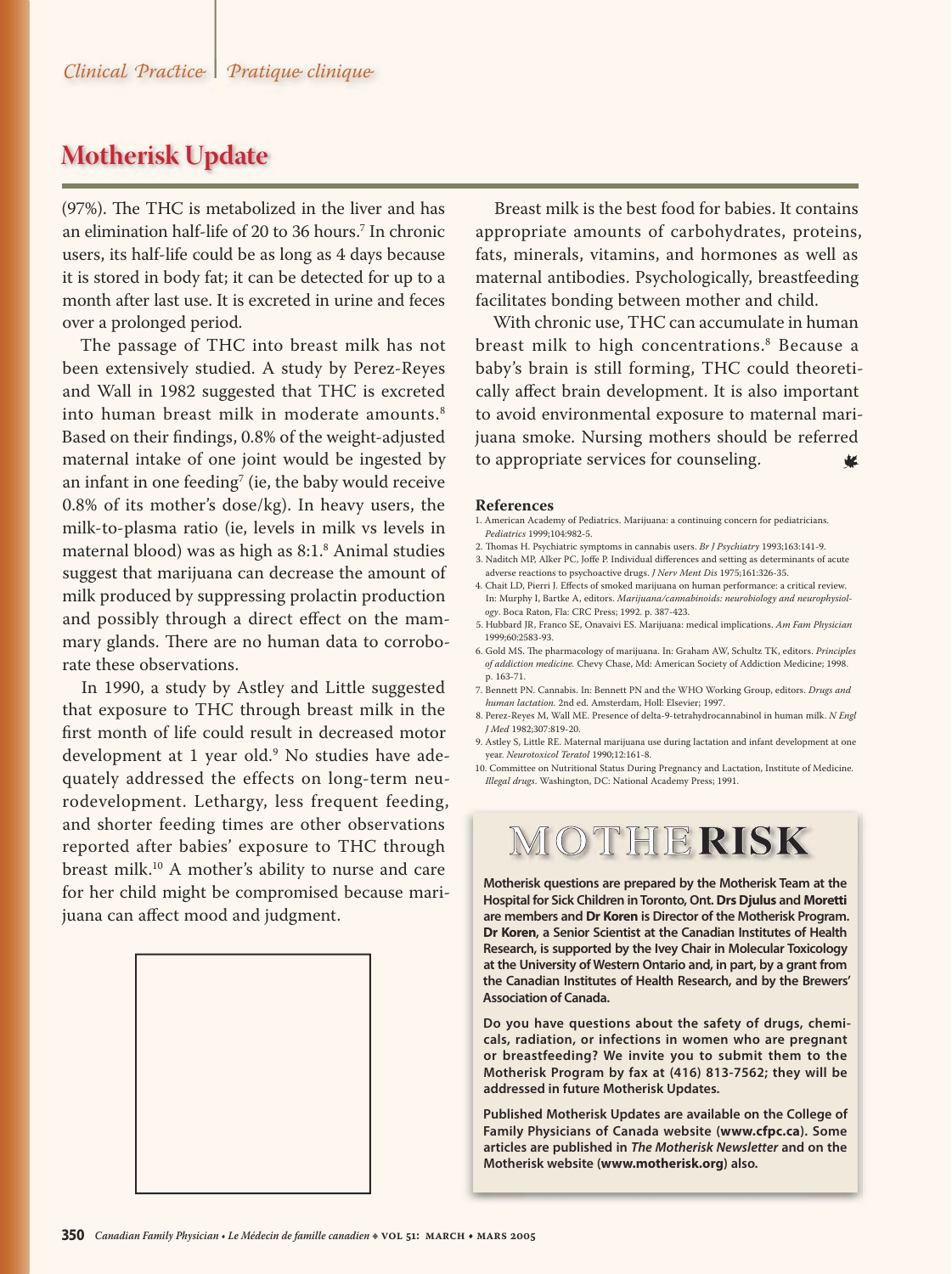# Motherisk Update

(97%). The THC is metabolized in the liver and has an elimination half-life of 20 to 36 hours.[7] In chronic users, its half-life could be as long as 4 days because it is stored in body fat; it can be detected for up to a month after last use. It is excreted in urine and feces over a prolonged period.

The passage of THC into breast milk has not been extensively studied. A study by Perez-Reyes and Wall in 1982 suggested that THC is excreted into human breast milk in moderate amounts.[8] Based on their findings, 0.8% of the weight-adjusted maternal intake of one joint would be ingested by an infant in one feeding[7] (ie, the baby would receive 0.8% of its mother's dose/kg). In heavy users, the milk-to-plasma ratio (ie, levels in milk vs levels in maternal blood) was as high as 8:1.[8] Animal studies suggest that marijuana can decrease the amount of milk produced by suppressing prolactin production and possibly through a direct effect on the mammary glands. There are no human data to corroborate these observations.

In 1990, a study by Astley and Little suggested that exposure to THC through breast milk in the first month of life could result in decreased motor development at 1 year old.[9] No studies have adequately addressed the effects on long-term neurodevelopment. Lethargy, less frequent feeding, and shorter feeding times are other observations reported after babies' exposure to THC through breast milk.[10] A mother's ability to nurse and care for her child might be compromised because marijuana can affect mood and judgment.

Breast milk is the best food for babies. It contains appropriate amounts of carbohydrates, proteins, fats, minerals, vitamins, and hormones as well as maternal antibodies. Psychologically, breastfeeding facilitates bonding between mother and child.

With chronic use, THC can accumulate in human breast milk to high concentrations.[8] Because a baby's brain is still forming, THC could theoretically affect brain development. It is also important to avoid environmental exposure to maternal marijuana smoke. Nursing mothers should be referred to appropriate services for counseling.

## References

1. American Academy of Pediatrics. Marijuana: a continuing concern for pediatricians. *Pediatrics* 1999;104:982-5.
2. Thomas H. Psychiatric symptoms in cannabis users. *Br J Psychiatry* 1993;163:141-9.
3. Naditch MP, Alker PC, Joffe P. Individual differences and setting as determinants of acute adverse reactions to psychoactive drugs. *J Nerv Ment Dis* 1975;161:326-35.
4. Chait LD, Pierri J. Effects of smoked marijuana on human performance: a critical review. In: Murphy I, Bartke A, editors. *Marijuana/cannabinoids: neurobiology and neurophysiology*. Boca Raton, Fla: CRC Press; 1992. p. 387-423.
5. Hubbard JR, Franco SE, Onavaivi ES. Marijuana: medical implications. *Am Fam Physician* 1999;60:2583-93.
6. Gold MS. The pharmacology of marijuana. In: Graham AW, Schultz TK, editors. *Principles of addiction medicine.* Chevy Chase, Md: American Society of Addiction Medicine; 1998. p. 163-71.
7. Bennett PN. Cannabis. In: Bennett PN and the WHO Working Group, editors. *Drugs and human lactation.* 2nd ed. Amsterdam, Holl: Elsevier; 1997.
8. Perez-Reyes M, Wall ME. Presence of delta-9-tetrahydrocannabinol in human milk. *N Engl J Med* 1982;307:819-20.
9. Astley S, Little RE. Maternal marijuana use during lactation and infant development at one year. *Neurotoxicol Teratol* 1990;12:161-8.
10. Committee on Nutritional Status During Pregnancy and Lactation, Institute of Medicine. *Illegal drugs*. Washington, DC: National Academy Press; 1991.

## MOTHERISK

**Motherisk questions are prepared by the Motherisk Team at the Hospital for Sick Children in Toronto, Ont. Drs Djulus and Moretti are members and Dr Koren is Director of the Motherisk Program. Dr Koren, a Senior Scientist at the Canadian Institutes of Health Research, is supported by the Ivey Chair in Molecular Toxicology at the University of Western Ontario and, in part, by a grant from the Canadian Institutes of Health Research, and by the Brewers' Association of Canada.**

**Do you have questions about the safety of drugs, chemicals, radiation, or infections in women who are pregnant or breastfeeding? We invite you to submit them to the Motherisk Program by fax at (416) 813-7562; they will be addressed in future Motherisk Updates.**

**Published Motherisk Updates are available on the College of Family Physicians of Canada website (www.cfpc.ca). Some articles are published in *The Motherisk Newsletter* and on the Motherisk website (www.motherisk.org) also.**